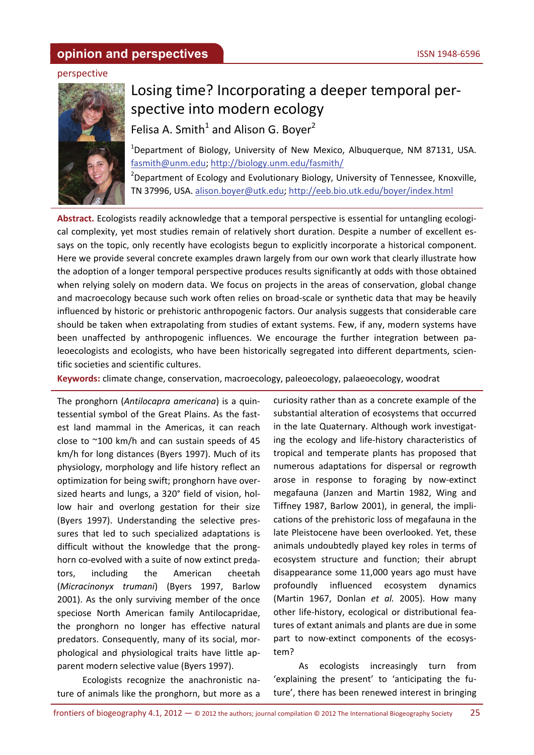opinion and perspectives

perspective

# Losing time? Incorporating a deeper temporal perspective into modern ecology

Felisa A. Smith[1] and Alison G. Boyer[2]

[1]Department of Biology, University of New Mexico, Albuquerque, NM 87131, USA. fasmith@unm.edu; http://biology.unm.edu/fasmith/

[2]Department of Ecology and Evolutionary Biology, University of Tennessee, Knoxville, TN 37996, USA. alison.boyer@utk.edu; http://eeb.bio.utk.edu/boyer/index.html

**Abstract.** Ecologists readily acknowledge that a temporal perspective is essential for untangling ecological complexity, yet most studies remain of relatively short duration. Despite a number of excellent essays on the topic, only recently have ecologists begun to explicitly incorporate a historical component. Here we provide several concrete examples drawn largely from our own work that clearly illustrate how the adoption of a longer temporal perspective produces results significantly at odds with those obtained when relying solely on modern data. We focus on projects in the areas of conservation, global change and macroecology because such work often relies on broad-scale or synthetic data that may be heavily influenced by historic or prehistoric anthropogenic factors. Our analysis suggests that considerable care should be taken when extrapolating from studies of extant systems. Few, if any, modern systems have been unaffected by anthropogenic influences. We encourage the further integration between paleoecologists and ecologists, who have been historically segregated into different departments, scientific societies and scientific cultures.

**Keywords:** climate change, conservation, macroecology, paleoecology, palaeoecology, woodrat

The pronghorn (*Antilocapra americana*) is a quintessential symbol of the Great Plains. As the fastest land mammal in the Americas, it can reach close to ~100 km/h and can sustain speeds of 45 km/h for long distances (Byers 1997). Much of its physiology, morphology and life history reflect an optimization for being swift; pronghorn have oversized hearts and lungs, a 320° field of vision, hollow hair and overlong gestation for their size (Byers 1997). Understanding the selective pressures that led to such specialized adaptations is difficult without the knowledge that the pronghorn co-evolved with a suite of now extinct predators, including the American cheetah (*Micracinonyx trumani*) (Byers 1997, Barlow 2001). As the only surviving member of the once speciose North American family Antilocapridae, the pronghorn no longer has effective natural predators. Consequently, many of its social, morphological and physiological traits have little apparent modern selective value (Byers 1997).

Ecologists recognize the anachronistic nature of animals like the pronghorn, but more as a curiosity rather than as a concrete example of the substantial alteration of ecosystems that occurred in the late Quaternary. Although work investigating the ecology and life-history characteristics of tropical and temperate plants has proposed that numerous adaptations for dispersal or regrowth arose in response to foraging by now-extinct megafauna (Janzen and Martin 1982, Wing and Tiffney 1987, Barlow 2001), in general, the implications of the prehistoric loss of megafauna in the late Pleistocene have been overlooked. Yet, these animals undoubtedly played key roles in terms of ecosystem structure and function; their abrupt disappearance some 11,000 years ago must have profoundly influenced ecosystem dynamics (Martin 1967, Donlan *et al.* 2005). How many other life-history, ecological or distributional features of extant animals and plants are due in some part to now-extinct components of the ecosystem?

As ecologists increasingly turn from 'explaining the present' to 'anticipating the future', there has been renewed interest in bringing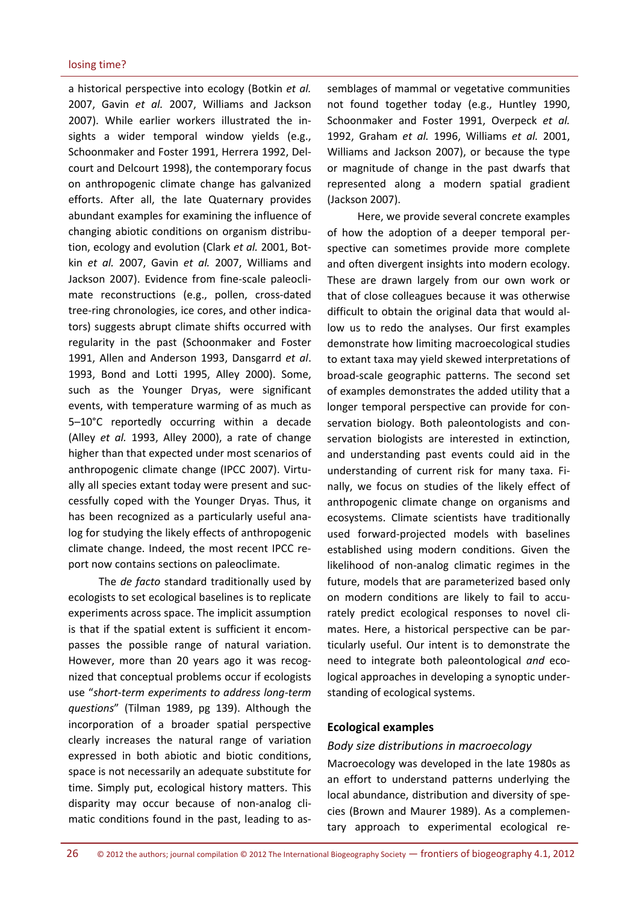a historical perspective into ecology (Botkin *et al.* 2007, Gavin *et al.* 2007, Williams and Jackson 2007). While earlier workers illustrated the insights a wider temporal window yields (e.g., Schoonmaker and Foster 1991, Herrera 1992, Delcourt and Delcourt 1998), the contemporary focus on anthropogenic climate change has galvanized efforts. After all, the late Quaternary provides abundant examples for examining the influence of changing abiotic conditions on organism distribution, ecology and evolution (Clark *et al.* 2001, Botkin *et al.* 2007, Gavin *et al.* 2007, Williams and Jackson 2007). Evidence from fine-scale paleoclimate reconstructions (e.g., pollen, cross-dated tree-ring chronologies, ice cores, and other indicators) suggests abrupt climate shifts occurred with regularity in the past (Schoonmaker and Foster 1991, Allen and Anderson 1993, Dansgarrd *et al*. 1993, Bond and Lotti 1995, Alley 2000). Some, such as the Younger Dryas, were significant events, with temperature warming of as much as 5–10°C reportedly occurring within a decade (Alley *et al.* 1993, Alley 2000), a rate of change higher than that expected under most scenarios of anthropogenic climate change (IPCC 2007). Virtually all species extant today were present and successfully coped with the Younger Dryas. Thus, it has been recognized as a particularly useful analog for studying the likely effects of anthropogenic climate change. Indeed, the most recent IPCC report now contains sections on paleoclimate.

The *de facto* standard traditionally used by ecologists to set ecological baselines is to replicate experiments across space. The implicit assumption is that if the spatial extent is sufficient it encompasses the possible range of natural variation. However, more than 20 years ago it was recognized that conceptual problems occur if ecologists use "*short-term experiments to address long-term questions*" (Tilman 1989, pg 139). Although the incorporation of a broader spatial perspective clearly increases the natural range of variation expressed in both abiotic and biotic conditions, space is not necessarily an adequate substitute for time. Simply put, ecological history matters. This disparity may occur because of non-analog climatic conditions found in the past, leading to assemblages of mammal or vegetative communities not found together today (e.g., Huntley 1990, Schoonmaker and Foster 1991, Overpeck *et al.* 1992, Graham *et al.* 1996, Williams *et al.* 2001, Williams and Jackson 2007), or because the type or magnitude of change in the past dwarfs that represented along a modern spatial gradient (Jackson 2007).

Here, we provide several concrete examples of how the adoption of a deeper temporal perspective can sometimes provide more complete and often divergent insights into modern ecology. These are drawn largely from our own work or that of close colleagues because it was otherwise difficult to obtain the original data that would allow us to redo the analyses. Our first examples demonstrate how limiting macroecological studies to extant taxa may yield skewed interpretations of broad-scale geographic patterns. The second set of examples demonstrates the added utility that a longer temporal perspective can provide for conservation biology. Both paleontologists and conservation biologists are interested in extinction, and understanding past events could aid in the understanding of current risk for many taxa. Finally, we focus on studies of the likely effect of anthropogenic climate change on organisms and ecosystems. Climate scientists have traditionally used forward-projected models with baselines established using modern conditions. Given the likelihood of non-analog climatic regimes in the future, models that are parameterized based only on modern conditions are likely to fail to accurately predict ecological responses to novel climates. Here, a historical perspective can be particularly useful. Our intent is to demonstrate the need to integrate both paleontological *and* ecological approaches in developing a synoptic understanding of ecological systems.

## Ecological examples

### *Body size distributions in macroecology*

Macroecology was developed in the late 1980s as an effort to understand patterns underlying the local abundance, distribution and diversity of species (Brown and Maurer 1989). As a complementary approach to experimental ecological re-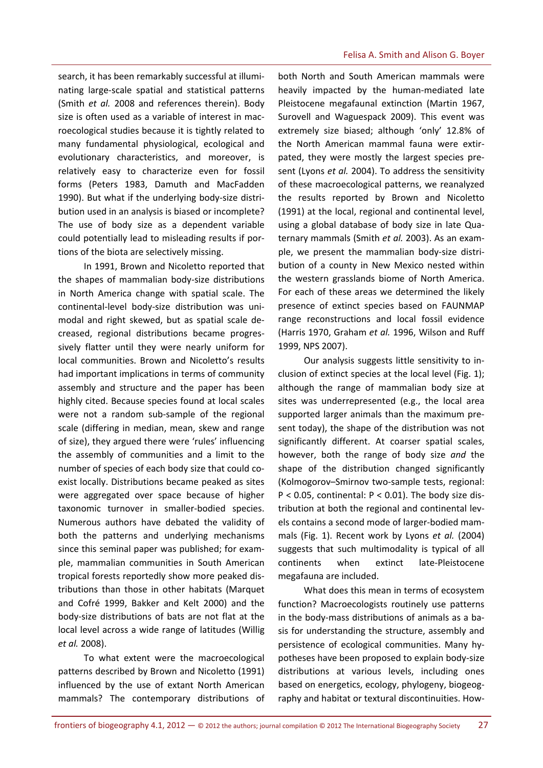search, it has been remarkably successful at illuminating large-scale spatial and statistical patterns (Smith *et al.* 2008 and references therein). Body size is often used as a variable of interest in macroecological studies because it is tightly related to many fundamental physiological, ecological and evolutionary characteristics, and moreover, is relatively easy to characterize even for fossil forms (Peters 1983, Damuth and MacFadden 1990). But what if the underlying body-size distribution used in an analysis is biased or incomplete? The use of body size as a dependent variable could potentially lead to misleading results if portions of the biota are selectively missing.

In 1991, Brown and Nicoletto reported that the shapes of mammalian body-size distributions in North America change with spatial scale. The continental-level body-size distribution was unimodal and right skewed, but as spatial scale decreased, regional distributions became progressively flatter until they were nearly uniform for local communities. Brown and Nicoletto's results had important implications in terms of community assembly and structure and the paper has been highly cited. Because species found at local scales were not a random sub-sample of the regional scale (differing in median, mean, skew and range of size), they argued there were 'rules' influencing the assembly of communities and a limit to the number of species of each body size that could coexist locally. Distributions became peaked as sites were aggregated over space because of higher taxonomic turnover in smaller-bodied species. Numerous authors have debated the validity of both the patterns and underlying mechanisms since this seminal paper was published; for example, mammalian communities in South American tropical forests reportedly show more peaked distributions than those in other habitats (Marquet and Cofré 1999, Bakker and Kelt 2000) and the body-size distributions of bats are not flat at the local level across a wide range of latitudes (Willig *et al.* 2008).

To what extent were the macroecological patterns described by Brown and Nicoletto (1991) influenced by the use of extant North American mammals? The contemporary distributions of both North and South American mammals were heavily impacted by the human-mediated late Pleistocene megafaunal extinction (Martin 1967, Surovell and Waguespack 2009). This event was extremely size biased; although 'only' 12.8% of the North American mammal fauna were extirpated, they were mostly the largest species present (Lyons *et al.* 2004). To address the sensitivity of these macroecological patterns, we reanalyzed the results reported by Brown and Nicoletto (1991) at the local, regional and continental level, using a global database of body size in late Quaternary mammals (Smith *et al.* 2003). As an example, we present the mammalian body-size distribution of a county in New Mexico nested within the western grasslands biome of North America. For each of these areas we determined the likely presence of extinct species based on FAUNMAP range reconstructions and local fossil evidence (Harris 1970, Graham *et al.* 1996, Wilson and Ruff 1999, NPS 2007).

Our analysis suggests little sensitivity to inclusion of extinct species at the local level (Fig. 1); although the range of mammalian body size at sites was underrepresented (e.g., the local area supported larger animals than the maximum present today), the shape of the distribution was not significantly different. At coarser spatial scales, however, both the range of body size *and* the shape of the distribution changed significantly (Kolmogorov–Smirnov two-sample tests, regional: $P < 0.05$, continental: $P < 0.01$). The body size distribution at both the regional and continental levels contains a second mode of larger-bodied mammals (Fig. 1). Recent work by Lyons *et al.* (2004) suggests that such multimodality is typical of all continents when extinct late-Pleistocene megafauna are included.

What does this mean in terms of ecosystem function? Macroecologists routinely use patterns in the body-mass distributions of animals as a basis for understanding the structure, assembly and persistence of ecological communities. Many hypotheses have been proposed to explain body-size distributions at various levels, including ones based on energetics, ecology, phylogeny, biogeography and habitat or textural discontinuities. How-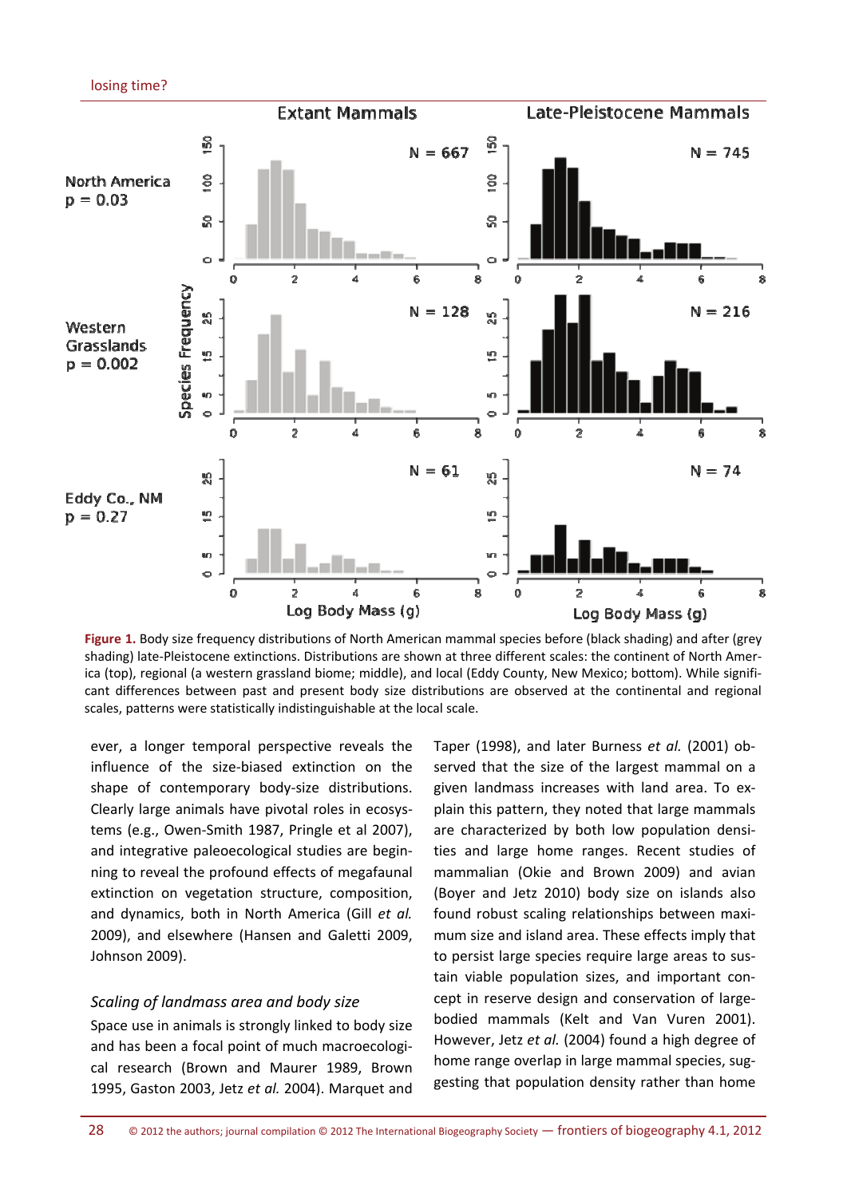**Figure 1.** Body size frequency distributions of North American mammal species before (black shading) and after (grey shading) late-Pleistocene extinctions. Distributions are shown at three different scales: the continent of North America (top), regional (a western grassland biome; middle), and local (Eddy County, New Mexico; bottom). While significant differences between past and present body size distributions are observed at the continental and regional scales, patterns were statistically indistinguishable at the local scale.

ever, a longer temporal perspective reveals the influence of the size-biased extinction on the shape of contemporary body-size distributions. Clearly large animals have pivotal roles in ecosystems (e.g., Owen-Smith 1987, Pringle et al 2007), and integrative paleoecological studies are beginning to reveal the profound effects of megafaunal extinction on vegetation structure, composition, and dynamics, both in North America (Gill *et al.* 2009), and elsewhere (Hansen and Galetti 2009, Johnson 2009).

### *Scaling of landmass area and body size*

Space use in animals is strongly linked to body size and has been a focal point of much macroecological research (Brown and Maurer 1989, Brown 1995, Gaston 2003, Jetz *et al.* 2004). Marquet and Taper (1998), and later Burness *et al.* (2001) observed that the size of the largest mammal on a given landmass increases with land area. To explain this pattern, they noted that large mammals are characterized by both low population densities and large home ranges. Recent studies of mammalian (Okie and Brown 2009) and avian (Boyer and Jetz 2010) body size on islands also found robust scaling relationships between maximum size and island area. These effects imply that to persist large species require large areas to sustain viable population sizes, and important concept in reserve design and conservation of large-bodied mammals (Kelt and Van Vuren 2001). However, Jetz *et al.* (2004) found a high degree of home range overlap in large mammal species, suggesting that population density rather than home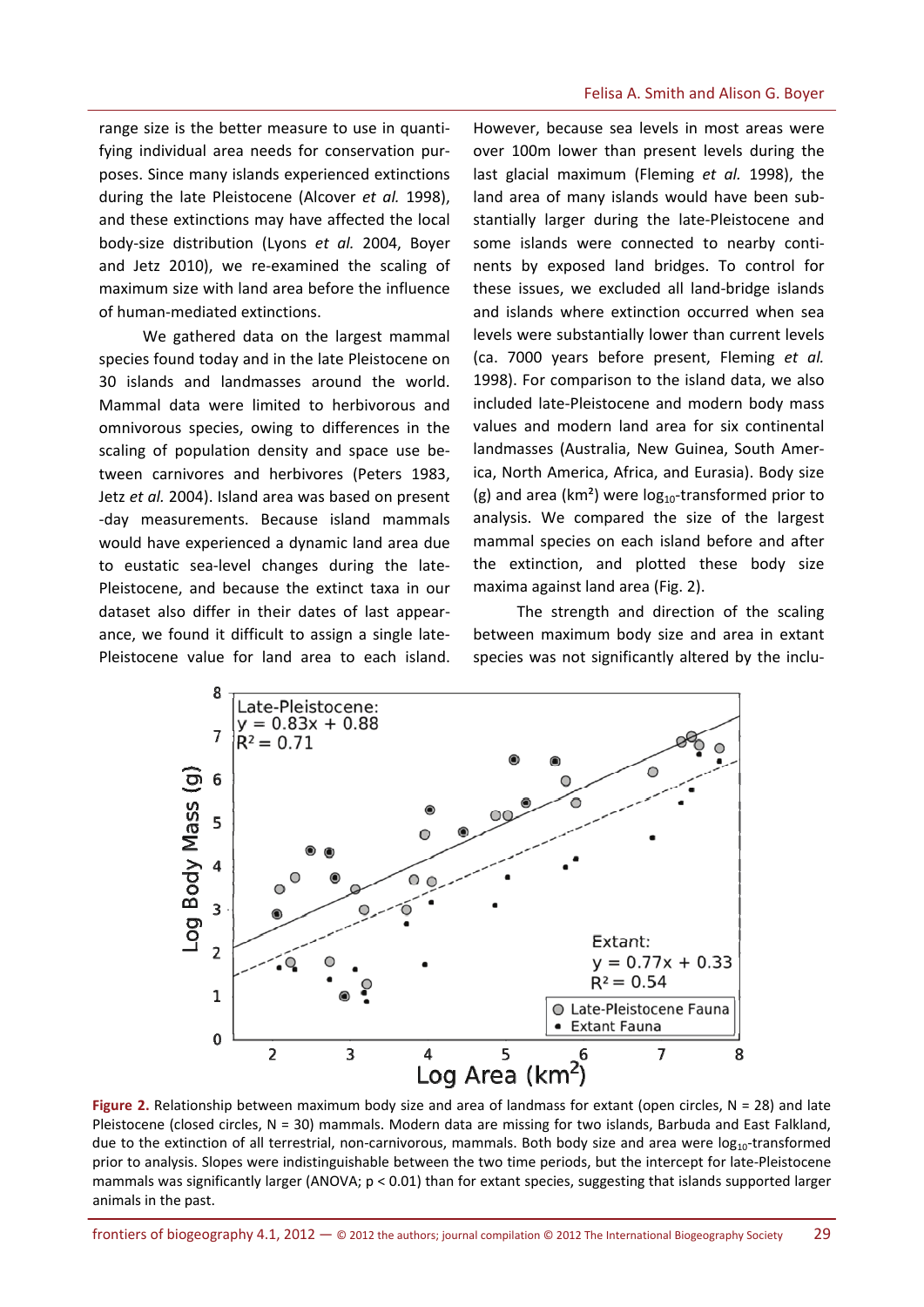range size is the better measure to use in quantifying individual area needs for conservation purposes. Since many islands experienced extinctions during the late Pleistocene (Alcover *et al.* 1998), and these extinctions may have affected the local body-size distribution (Lyons *et al.* 2004, Boyer and Jetz 2010), we re-examined the scaling of maximum size with land area before the influence of human-mediated extinctions.

We gathered data on the largest mammal species found today and in the late Pleistocene on 30 islands and landmasses around the world. Mammal data were limited to herbivorous and omnivorous species, owing to differences in the scaling of population density and space use between carnivores and herbivores (Peters 1983, Jetz *et al.* 2004). Island area was based on present-day measurements. Because island mammals would have experienced a dynamic land area due to eustatic sea-level changes during the late-Pleistocene, and because the extinct taxa in our dataset also differ in their dates of last appearance, we found it difficult to assign a single late-Pleistocene value for land area to each island. However, because sea levels in most areas were over 100m lower than present levels during the last glacial maximum (Fleming *et al.* 1998), the land area of many islands would have been substantially larger during the late-Pleistocene and some islands were connected to nearby continents by exposed land bridges. To control for these issues, we excluded all land-bridge islands and islands where extinction occurred when sea levels were substantially lower than current levels (ca. 7000 years before present, Fleming *et al.* 1998). For comparison to the island data, we also included late-Pleistocene and modern body mass values and modern land area for six continental landmasses (Australia, New Guinea, South America, North America, Africa, and Eurasia). Body size (g) and area (km²) were $\log_{10}$-transformed prior to analysis. We compared the size of the largest mammal species on each island before and after the extinction, and plotted these body size maxima against land area (Fig. 2).

The strength and direction of the scaling between maximum body size and area in extant species was not significantly altered by the inclu-

**Figure 2.** Relationship between maximum body size and area of landmass for extant (open circles, N = 28) and late Pleistocene (closed circles, N = 30) mammals. Modern data are missing for two islands, Barbuda and East Falkland, due to the extinction of all terrestrial, non-carnivorous, mammals. Both body size and area were $\log_{10}$-transformed prior to analysis. Slopes were indistinguishable between the two time periods, but the intercept for late-Pleistocene mammals was significantly larger (ANOVA; $p < 0.01$) than for extant species, suggesting that islands supported larger animals in the past.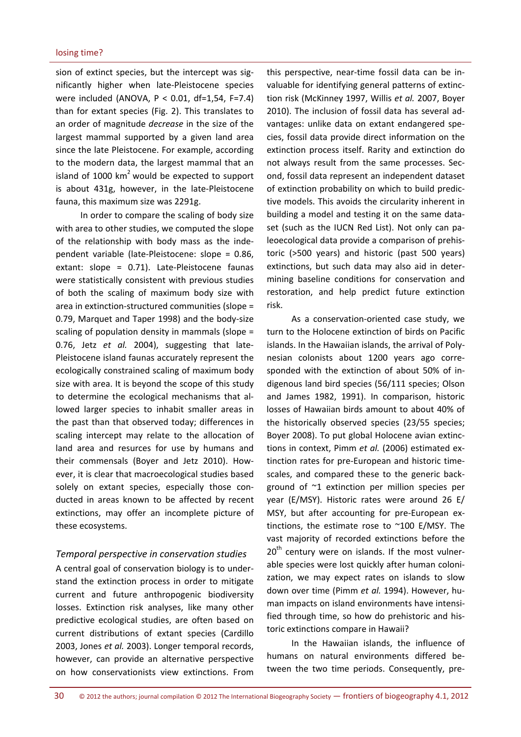sion of extinct species, but the intercept was significantly higher when late-Pleistocene species were included (ANOVA, $P < 0.01$, df=1,54, F=7.4) than for extant species (Fig. 2). This translates to an order of magnitude *decrease* in the size of the largest mammal supported by a given land area since the late Pleistocene. For example, according to the modern data, the largest mammal that an island of 1000 $km^2$ would be expected to support is about 431g, however, in the late-Pleistocene fauna, this maximum size was 2291g.

In order to compare the scaling of body size with area to other studies, we computed the slope of the relationship with body mass as the independent variable (late-Pleistocene: slope = 0.86, extant: slope = 0.71). Late-Pleistocene faunas were statistically consistent with previous studies of both the scaling of maximum body size with area in extinction-structured communities (slope = 0.79, Marquet and Taper 1998) and the body-size scaling of population density in mammals (slope = 0.76, Jetz *et al.* 2004), suggesting that late-Pleistocene island faunas accurately represent the ecologically constrained scaling of maximum body size with area. It is beyond the scope of this study to determine the ecological mechanisms that allowed larger species to inhabit smaller areas in the past than that observed today; differences in scaling intercept may relate to the allocation of land area and resurces for use by humans and their commensals (Boyer and Jetz 2010). However, it is clear that macroecological studies based solely on extant species, especially those conducted in areas known to be affected by recent extinctions, may offer an incomplete picture of these ecosystems.

### *Temporal perspective in conservation studies*

A central goal of conservation biology is to understand the extinction process in order to mitigate current and future anthropogenic biodiversity losses. Extinction risk analyses, like many other predictive ecological studies, are often based on current distributions of extant species (Cardillo 2003, Jones *et al.* 2003). Longer temporal records, however, can provide an alternative perspective on how conservationists view extinctions. From this perspective, near-time fossil data can be invaluable for identifying general patterns of extinction risk (McKinney 1997, Willis *et al.* 2007, Boyer 2010). The inclusion of fossil data has several advantages: unlike data on extant endangered species, fossil data provide direct information on the extinction process itself. Rarity and extinction do not always result from the same processes. Second, fossil data represent an independent dataset of extinction probability on which to build predictive models. This avoids the circularity inherent in building a model and testing it on the same dataset (such as the IUCN Red List). Not only can paleoecological data provide a comparison of prehistoric (>500 years) and historic (past 500 years) extinctions, but such data may also aid in determining baseline conditions for conservation and restoration, and help predict future extinction risk.

As a conservation-oriented case study, we turn to the Holocene extinction of birds on Pacific islands. In the Hawaiian islands, the arrival of Polynesian colonists about 1200 years ago corresponded with the extinction of about 50% of indigenous land bird species (56/111 species; Olson and James 1982, 1991). In comparison, historic losses of Hawaiian birds amount to about 40% of the historically observed species (23/55 species; Boyer 2008). To put global Holocene avian extinctions in context, Pimm *et al.* (2006) estimated extinction rates for pre-European and historic timescales, and compared these to the generic background of ~1 extinction per million species per year (E/MSY). Historic rates were around 26 E/MSY, but after accounting for pre-European extinctions, the estimate rose to ~100 E/MSY. The vast majority of recorded extinctions before the 20th century were on islands. If the most vulnerable species were lost quickly after human colonization, we may expect rates on islands to slow down over time (Pimm *et al.* 1994). However, human impacts on island environments have intensified through time, so how do prehistoric and historic extinctions compare in Hawaii?

In the Hawaiian islands, the influence of humans on natural environments differed between the two time periods. Consequently, pre-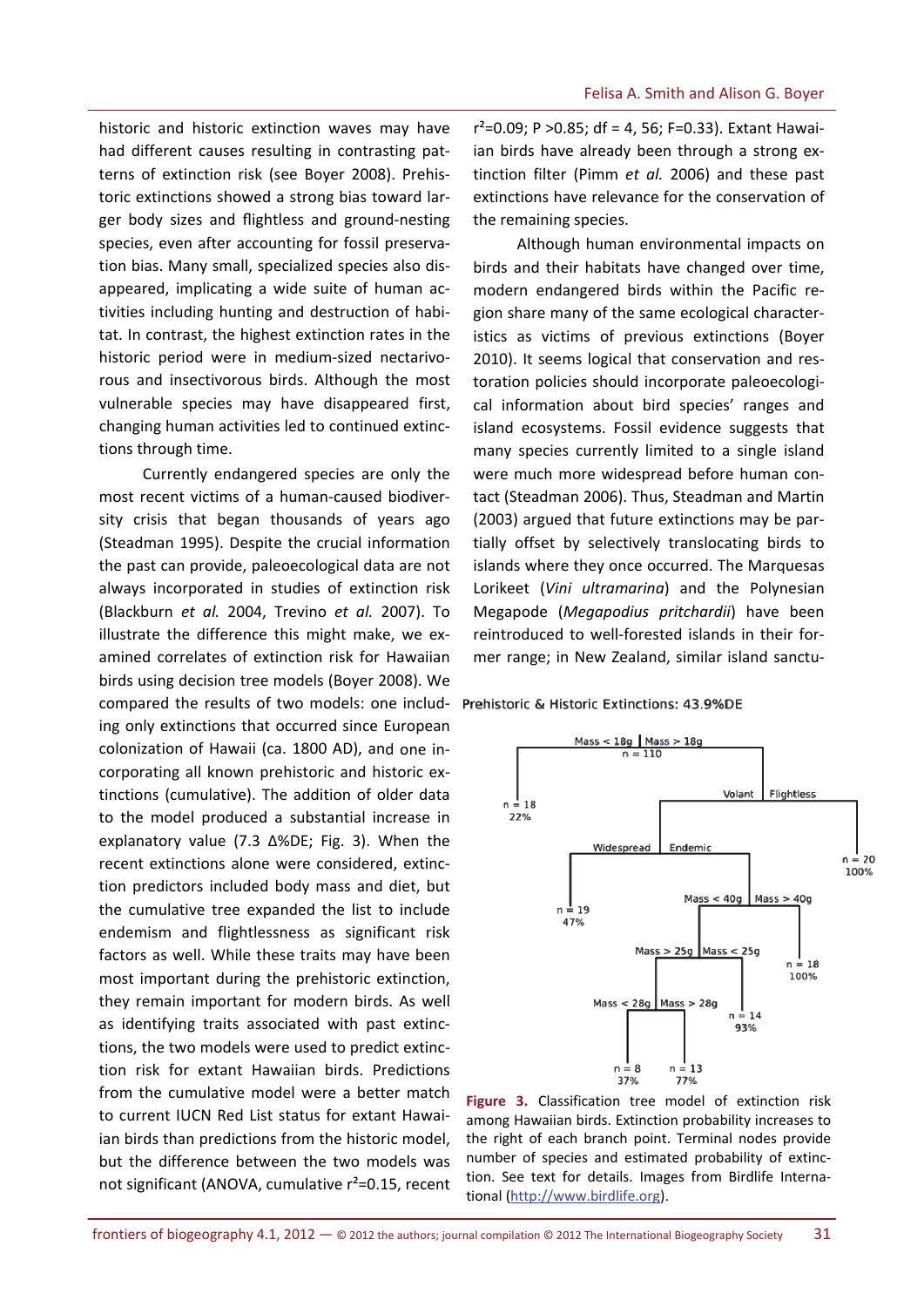historic and historic extinction waves may have had different causes resulting in contrasting patterns of extinction risk (see Boyer 2008). Prehistoric extinctions showed a strong bias toward larger body sizes and flightless and ground-nesting species, even after accounting for fossil preservation bias. Many small, specialized species also disappeared, implicating a wide suite of human activities including hunting and destruction of habitat. In contrast, the highest extinction rates in the historic period were in medium-sized nectarivorous and insectivorous birds. Although the most vulnerable species may have disappeared first, changing human activities led to continued extinctions through time.

Currently endangered species are only the most recent victims of a human-caused biodiversity crisis that began thousands of years ago (Steadman 1995). Despite the crucial information the past can provide, paleoecological data are not always incorporated in studies of extinction risk (Blackburn *et al.* 2004, Trevino *et al.* 2007). To illustrate the difference this might make, we examined correlates of extinction risk for Hawaiian birds using decision tree models (Boyer 2008). We compared the results of two models: one including only extinctions that occurred since European colonization of Hawaii (ca. 1800 AD), and one incorporating all known prehistoric and historic extinctions (cumulative). The addition of older data to the model produced a substantial increase in explanatory value (7.3 Δ%DE; Fig. 3). When the recent extinctions alone were considered, extinction predictors included body mass and diet, but the cumulative tree expanded the list to include endemism and flightlessness as significant risk factors as well. While these traits may have been most important during the prehistoric extinction, they remain important for modern birds. As well as identifying traits associated with past extinctions, the two models were used to predict extinction risk for extant Hawaiian birds. Predictions from the cumulative model were a better match to current IUCN Red List status for extant Hawaiian birds than predictions from the historic model, but the difference between the two models was not significant (ANOVA, cumulative $r^2$=0.15, recent $r^2$=0.09; P >0.85; df = 4, 56; F=0.33). Extant Hawaiian birds have already been through a strong extinction filter (Pimm *et al.* 2006) and these past extinctions have relevance for the conservation of the remaining species.

Although human environmental impacts on birds and their habitats have changed over time, modern endangered birds within the Pacific region share many of the same ecological characteristics as victims of previous extinctions (Boyer 2010). It seems logical that conservation and restoration policies should incorporate paleoecological information about bird species' ranges and island ecosystems. Fossil evidence suggests that many species currently limited to a single island were much more widespread before human contact (Steadman 2006). Thus, Steadman and Martin (2003) argued that future extinctions may be partially offset by selectively translocating birds to islands where they once occurred. The Marquesas Lorikeet (*Vini ultramarina*) and the Polynesian Megapode (*Megapodius pritchardii*) have been reintroduced to well-forested islands in their former range; in New Zealand, similar island sanctu-

Prehistoric & Historic Extinctions: 43.9%DE

Mass < 18g | Mass > 18g
n = 110

n = 18
22%

Volant | Flightless

n = 20
100%

Widespread | Endemic

n = 19
47%

Mass < 40g | Mass > 40g

n = 18
100%

Mass > 25g | Mass < 25g

n = 14
93%

Mass < 28g | Mass > 28g

n = 8
37%

n = 13
77%

**Figure 3.** Classification tree model of extinction risk among Hawaiian birds. Extinction probability increases to the right of each branch point. Terminal nodes provide number of species and estimated probability of extinction. See text for details. Images from Birdlife International (http://www.birdlife.org).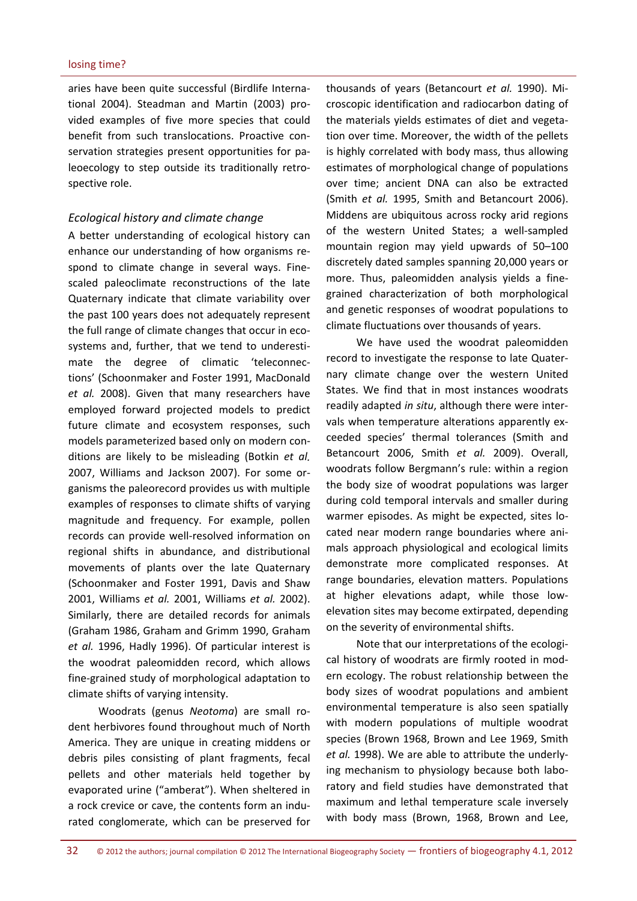aries have been quite successful (Birdlife International 2004). Steadman and Martin (2003) provided examples of five more species that could benefit from such translocations. Proactive conservation strategies present opportunities for paleoecology to step outside its traditionally retrospective role.

### *Ecological history and climate change*

A better understanding of ecological history can enhance our understanding of how organisms respond to climate change in several ways. Fine-scaled paleoclimate reconstructions of the late Quaternary indicate that climate variability over the past 100 years does not adequately represent the full range of climate changes that occur in ecosystems and, further, that we tend to underestimate the degree of climatic 'teleconnections' (Schoonmaker and Foster 1991, MacDonald *et al.* 2008). Given that many researchers have employed forward projected models to predict future climate and ecosystem responses, such models parameterized based only on modern conditions are likely to be misleading (Botkin *et al.* 2007, Williams and Jackson 2007). For some organisms the paleorecord provides us with multiple examples of responses to climate shifts of varying magnitude and frequency. For example, pollen records can provide well-resolved information on regional shifts in abundance, and distributional movements of plants over the late Quaternary (Schoonmaker and Foster 1991, Davis and Shaw 2001, Williams *et al.* 2001, Williams *et al.* 2002). Similarly, there are detailed records for animals (Graham 1986, Graham and Grimm 1990, Graham *et al.* 1996, Hadly 1996). Of particular interest is the woodrat paleomidden record, which allows fine-grained study of morphological adaptation to climate shifts of varying intensity.

Woodrats (genus *Neotoma*) are small rodent herbivores found throughout much of North America. They are unique in creating middens or debris piles consisting of plant fragments, fecal pellets and other materials held together by evaporated urine ("amberat"). When sheltered in a rock crevice or cave, the contents form an indurated conglomerate, which can be preserved for thousands of years (Betancourt *et al.* 1990). Microscopic identification and radiocarbon dating of the materials yields estimates of diet and vegetation over time. Moreover, the width of the pellets is highly correlated with body mass, thus allowing estimates of morphological change of populations over time; ancient DNA can also be extracted (Smith *et al.* 1995, Smith and Betancourt 2006). Middens are ubiquitous across rocky arid regions of the western United States; a well-sampled mountain region may yield upwards of 50–100 discretely dated samples spanning 20,000 years or more. Thus, paleomidden analysis yields a fine-grained characterization of both morphological and genetic responses of woodrat populations to climate fluctuations over thousands of years.

We have used the woodrat paleomidden record to investigate the response to late Quaternary climate change over the western United States. We find that in most instances woodrats readily adapted *in situ*, although there were intervals when temperature alterations apparently exceeded species' thermal tolerances (Smith and Betancourt 2006, Smith *et al.* 2009). Overall, woodrats follow Bergmann's rule: within a region the body size of woodrat populations was larger during cold temporal intervals and smaller during warmer episodes. As might be expected, sites located near modern range boundaries where animals approach physiological and ecological limits demonstrate more complicated responses. At range boundaries, elevation matters. Populations at higher elevations adapt, while those low-elevation sites may become extirpated, depending on the severity of environmental shifts.

Note that our interpretations of the ecological history of woodrats are firmly rooted in modern ecology. The robust relationship between the body sizes of woodrat populations and ambient environmental temperature is also seen spatially with modern populations of multiple woodrat species (Brown 1968, Brown and Lee 1969, Smith *et al.* 1998). We are able to attribute the underlying mechanism to physiology because both laboratory and field studies have demonstrated that maximum and lethal temperature scale inversely with body mass (Brown, 1968, Brown and Lee,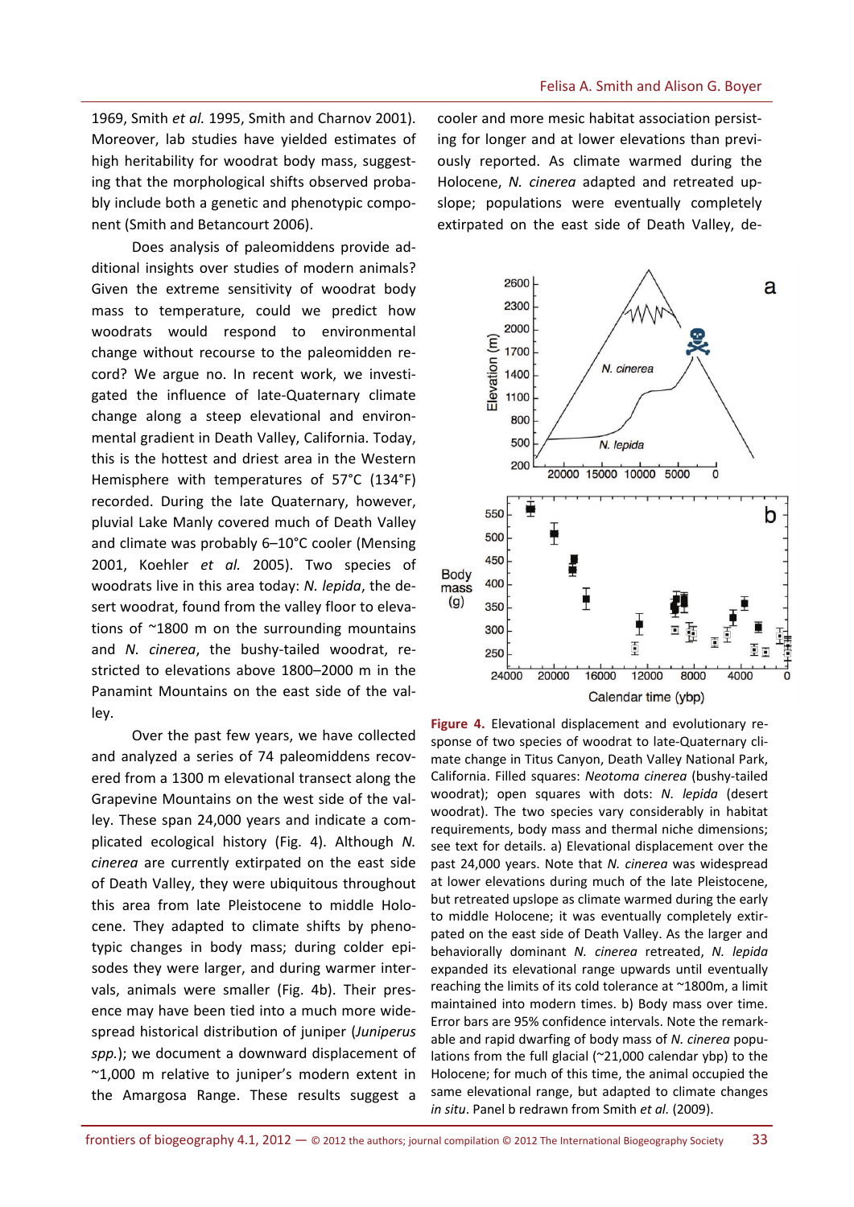1969, Smith *et al.* 1995, Smith and Charnov 2001). Moreover, lab studies have yielded estimates of high heritability for woodrat body mass, suggesting that the morphological shifts observed probably include both a genetic and phenotypic component (Smith and Betancourt 2006).

Does analysis of paleomiddens provide additional insights over studies of modern animals? Given the extreme sensitivity of woodrat body mass to temperature, could we predict how woodrats would respond to environmental change without recourse to the paleomidden record? We argue no. In recent work, we investigated the influence of late-Quaternary climate change along a steep elevational and environmental gradient in Death Valley, California. Today, this is the hottest and driest area in the Western Hemisphere with temperatures of 57°C (134°F) recorded. During the late Quaternary, however, pluvial Lake Manly covered much of Death Valley and climate was probably 6–10°C cooler (Mensing 2001, Koehler *et al.* 2005). Two species of woodrats live in this area today: *N. lepida*, the desert woodrat, found from the valley floor to elevations of ~1800 m on the surrounding mountains and *N. cinerea*, the bushy-tailed woodrat, restricted to elevations above 1800–2000 m in the Panamint Mountains on the east side of the valley.

Over the past few years, we have collected and analyzed a series of 74 paleomiddens recovered from a 1300 m elevational transect along the Grapevine Mountains on the west side of the valley. These span 24,000 years and indicate a complicated ecological history (Fig. 4). Although *N. cinerea* are currently extirpated on the east side of Death Valley, they were ubiquitous throughout this area from late Pleistocene to middle Holocene. They adapted to climate shifts by phenotypic changes in body mass; during colder episodes they were larger, and during warmer intervals, animals were smaller (Fig. 4b). Their presence may have been tied into a much more widespread historical distribution of juniper (*Juniperus spp.*); we document a downward displacement of ~1,000 m relative to juniper's modern extent in the Amargosa Range. These results suggest a cooler and more mesic habitat association persisting for longer and at lower elevations than previously reported. As climate warmed during the Holocene, *N. cinerea* adapted and retreated upslope; populations were eventually completely extirpated on the east side of Death Valley, de-

**Figure 4.** Elevational displacement and evolutionary response of two species of woodrat to late-Quaternary climate change in Titus Canyon, Death Valley National Park, California. Filled squares: *Neotoma cinerea* (bushy-tailed woodrat); open squares with dots: *N. lepida* (desert woodrat). The two species vary considerably in habitat requirements, body mass and thermal niche dimensions; see text for details. a) Elevational displacement over the past 24,000 years. Note that *N. cinerea* was widespread at lower elevations during much of the late Pleistocene, but retreated upslope as climate warmed during the early to middle Holocene; it was eventually completely extirpated on the east side of Death Valley. As the larger and behaviorally dominant *N. cinerea* retreated, *N. lepida* expanded its elevational range upwards until eventually reaching the limits of its cold tolerance at ~1800m, a limit maintained into modern times. b) Body mass over time. Error bars are 95% confidence intervals. Note the remarkable and rapid dwarfing of body mass of *N. cinerea* populations from the full glacial (~21,000 calendar ybp) to the Holocene; for much of this time, the animal occupied the same elevational range, but adapted to climate changes *in situ*. Panel b redrawn from Smith *et al.* (2009).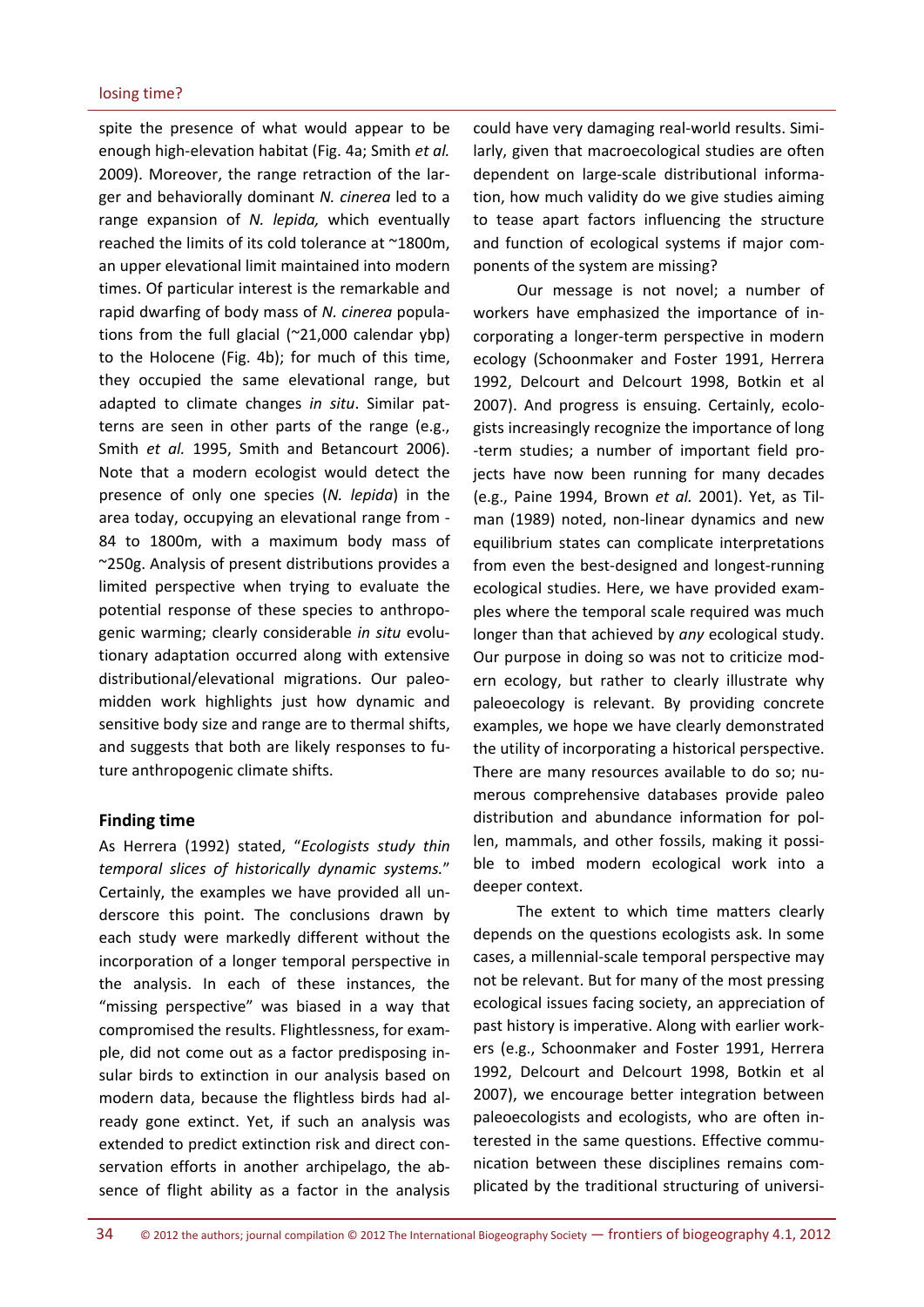spite the presence of what would appear to be enough high-elevation habitat (Fig. 4a; Smith *et al.* 2009). Moreover, the range retraction of the larger and behaviorally dominant *N. cinerea* led to a range expansion of *N. lepida,* which eventually reached the limits of its cold tolerance at ~1800m, an upper elevational limit maintained into modern times. Of particular interest is the remarkable and rapid dwarfing of body mass of *N. cinerea* populations from the full glacial (~21,000 calendar ybp) to the Holocene (Fig. 4b); for much of this time, they occupied the same elevational range, but adapted to climate changes *in situ*. Similar patterns are seen in other parts of the range (e.g., Smith *et al.* 1995, Smith and Betancourt 2006). Note that a modern ecologist would detect the presence of only one species (*N. lepida*) in the area today, occupying an elevational range from -84 to 1800m, with a maximum body mass of ~250g. Analysis of present distributions provides a limited perspective when trying to evaluate the potential response of these species to anthropogenic warming; clearly considerable *in situ* evolutionary adaptation occurred along with extensive distributional/elevational migrations. Our paleomidden work highlights just how dynamic and sensitive body size and range are to thermal shifts, and suggests that both are likely responses to future anthropogenic climate shifts.

## Finding time

As Herrera (1992) stated, "*Ecologists study thin temporal slices of historically dynamic systems.*" Certainly, the examples we have provided all underscore this point. The conclusions drawn by each study were markedly different without the incorporation of a longer temporal perspective in the analysis. In each of these instances, the "missing perspective" was biased in a way that compromised the results. Flightlessness, for example, did not come out as a factor predisposing insular birds to extinction in our analysis based on modern data, because the flightless birds had already gone extinct. Yet, if such an analysis was extended to predict extinction risk and direct conservation efforts in another archipelago, the absence of flight ability as a factor in the analysis could have very damaging real-world results. Similarly, given that macroecological studies are often dependent on large-scale distributional information, how much validity do we give studies aiming to tease apart factors influencing the structure and function of ecological systems if major components of the system are missing?

Our message is not novel; a number of workers have emphasized the importance of incorporating a longer-term perspective in modern ecology (Schoonmaker and Foster 1991, Herrera 1992, Delcourt and Delcourt 1998, Botkin et al 2007). And progress is ensuing. Certainly, ecologists increasingly recognize the importance of long-term studies; a number of important field projects have now been running for many decades (e.g., Paine 1994, Brown *et al.* 2001). Yet, as Tilman (1989) noted, non-linear dynamics and new equilibrium states can complicate interpretations from even the best-designed and longest-running ecological studies. Here, we have provided examples where the temporal scale required was much longer than that achieved by *any* ecological study. Our purpose in doing so was not to criticize modern ecology, but rather to clearly illustrate why paleoecology is relevant. By providing concrete examples, we hope we have clearly demonstrated the utility of incorporating a historical perspective. There are many resources available to do so; numerous comprehensive databases provide paleo distribution and abundance information for pollen, mammals, and other fossils, making it possible to imbed modern ecological work into a deeper context.

The extent to which time matters clearly depends on the questions ecologists ask. In some cases, a millennial-scale temporal perspective may not be relevant. But for many of the most pressing ecological issues facing society, an appreciation of past history is imperative. Along with earlier workers (e.g., Schoonmaker and Foster 1991, Herrera 1992, Delcourt and Delcourt 1998, Botkin et al 2007), we encourage better integration between paleoecologists and ecologists, who are often interested in the same questions. Effective communication between these disciplines remains complicated by the traditional structuring of universi-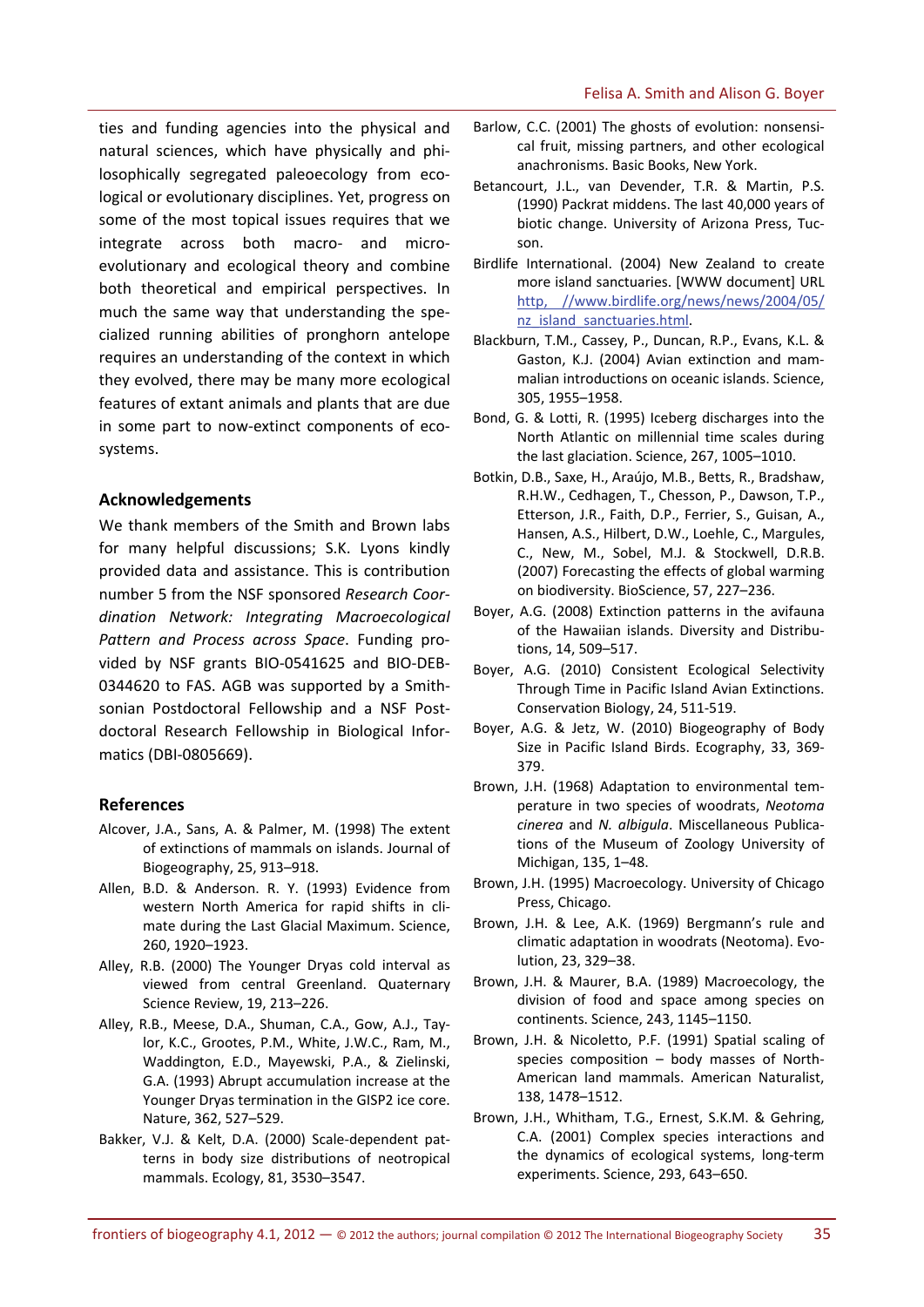ties and funding agencies into the physical and natural sciences, which have physically and philosophically segregated paleoecology from ecological or evolutionary disciplines. Yet, progress on some of the most topical issues requires that we integrate across both macro- and micro-evolutionary and ecological theory and combine both theoretical and empirical perspectives. In much the same way that understanding the specialized running abilities of pronghorn antelope requires an understanding of the context in which they evolved, there may be many more ecological features of extant animals and plants that are due in some part to now-extinct components of ecosystems.

### Acknowledgements

We thank members of the Smith and Brown labs for many helpful discussions; S.K. Lyons kindly provided data and assistance. This is contribution number 5 from the NSF sponsored *Research Coordination Network: Integrating Macroecological Pattern and Process across Space*. Funding provided by NSF grants BIO-0541625 and BIO-DEB-0344620 to FAS. AGB was supported by a Smithsonian Postdoctoral Fellowship and a NSF Postdoctoral Research Fellowship in Biological Informatics (DBI-0805669).

### References

Alcover, J.A., Sans, A. & Palmer, M. (1998) The extent of extinctions of mammals on islands. Journal of Biogeography, 25, 913–918.

Allen, B.D. & Anderson. R. Y. (1993) Evidence from western North America for rapid shifts in climate during the Last Glacial Maximum. Science, 260, 1920–1923.

Alley, R.B. (2000) The Younger Dryas cold interval as viewed from central Greenland. Quaternary Science Review, 19, 213–226.

Alley, R.B., Meese, D.A., Shuman, C.A., Gow, A.J., Taylor, K.C., Grootes, P.M., White, J.W.C., Ram, M., Waddington, E.D., Mayewski, P.A., & Zielinski, G.A. (1993) Abrupt accumulation increase at the Younger Dryas termination in the GISP2 ice core. Nature, 362, 527–529.

Bakker, V.J. & Kelt, D.A. (2000) Scale-dependent patterns in body size distributions of neotropical mammals. Ecology, 81, 3530–3547.

Barlow, C.C. (2001) The ghosts of evolution: nonsensical fruit, missing partners, and other ecological anachronisms. Basic Books, New York.

Betancourt, J.L., van Devender, T.R. & Martin, P.S. (1990) Packrat middens. The last 40,000 years of biotic change. University of Arizona Press, Tucson.

Birdlife International. (2004) New Zealand to create more island sanctuaries. [WWW document] URL http, //www.birdlife.org/news/news/2004/05/nz_island_sanctuaries.html.

Blackburn, T.M., Cassey, P., Duncan, R.P., Evans, K.L. & Gaston, K.J. (2004) Avian extinction and mammalian introductions on oceanic islands. Science, 305, 1955–1958.

Bond, G. & Lotti, R. (1995) Iceberg discharges into the North Atlantic on millennial time scales during the last glaciation. Science, 267, 1005–1010.

Botkin, D.B., Saxe, H., Araújo, M.B., Betts, R., Bradshaw, R.H.W., Cedhagen, T., Chesson, P., Dawson, T.P., Etterson, J.R., Faith, D.P., Ferrier, S., Guisan, A., Hansen, A.S., Hilbert, D.W., Loehle, C., Margules, C., New, M., Sobel, M.J. & Stockwell, D.R.B. (2007) Forecasting the effects of global warming on biodiversity. BioScience, 57, 227–236.

Boyer, A.G. (2008) Extinction patterns in the avifauna of the Hawaiian islands. Diversity and Distributions, 14, 509–517.

Boyer, A.G. (2010) Consistent Ecological Selectivity Through Time in Pacific Island Avian Extinctions. Conservation Biology, 24, 511-519.

Boyer, A.G. & Jetz, W. (2010) Biogeography of Body Size in Pacific Island Birds. Ecography, 33, 369-379.

Brown, J.H. (1968) Adaptation to environmental temperature in two species of woodrats, *Neotoma cinerea* and *N. albigula*. Miscellaneous Publications of the Museum of Zoology University of Michigan, 135, 1–48.

Brown, J.H. (1995) Macroecology. University of Chicago Press, Chicago.

Brown, J.H. & Lee, A.K. (1969) Bergmann's rule and climatic adaptation in woodrats (Neotoma). Evolution, 23, 329–38.

Brown, J.H. & Maurer, B.A. (1989) Macroecology, the division of food and space among species on continents. Science, 243, 1145–1150.

Brown, J.H. & Nicoletto, P.F. (1991) Spatial scaling of species composition – body masses of North-American land mammals. American Naturalist, 138, 1478–1512.

Brown, J.H., Whitham, T.G., Ernest, S.K.M. & Gehring, C.A. (2001) Complex species interactions and the dynamics of ecological systems, long-term experiments. Science, 293, 643–650.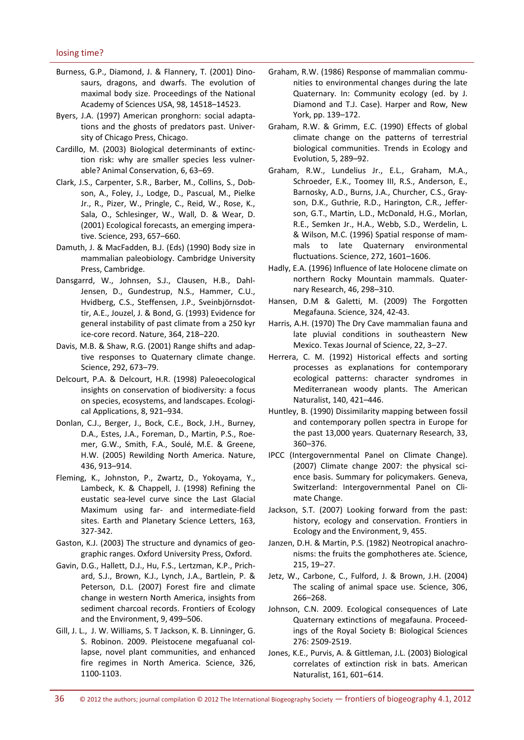Burness, G.P., Diamond, J. & Flannery, T. (2001) Dinosaurs, dragons, and dwarfs. The evolution of maximal body size. Proceedings of the National Academy of Sciences USA, 98, 14518–14523.

Byers, J.A. (1997) American pronghorn: social adaptations and the ghosts of predators past. University of Chicago Press, Chicago.

Cardillo, M. (2003) Biological determinants of extinction risk: why are smaller species less vulnerable? Animal Conservation, 6, 63–69.

Clark, J.S., Carpenter, S.R., Barber, M., Collins, S., Dobson, A., Foley, J., Lodge, D., Pascual, M., Pielke Jr., R., Pizer, W., Pringle, C., Reid, W., Rose, K., Sala, O., Schlesinger, W., Wall, D. & Wear, D. (2001) Ecological forecasts, an emerging imperative. Science, 293, 657–660.

Damuth, J. & MacFadden, B.J. (Eds) (1990) Body size in mammalian paleobiology. Cambridge University Press, Cambridge.

Dansgarrd, W., Johnsen, S.J., Clausen, H.B., Dahl-Jensen, D., Gundestrup, N.S., Hammer, C.U., Hvidberg, C.S., Steffensen, J.P., Sveinbjörnsdottir, A.E., Jouzel, J. & Bond, G. (1993) Evidence for general instability of past climate from a 250 kyr ice-core record. Nature, 364, 218–220.

Davis, M.B. & Shaw, R.G. (2001) Range shifts and adaptive responses to Quaternary climate change. Science, 292, 673–79.

Delcourt, P.A. & Delcourt, H.R. (1998) Paleoecological insights on conservation of biodiversity: a focus on species, ecosystems, and landscapes. Ecological Applications, 8, 921–934.

Donlan, C.J., Berger, J., Bock, C.E., Bock, J.H., Burney, D.A., Estes, J.A., Foreman, D., Martin, P.S., Roemer, G.W., Smith, F.A., Soulé, M.E. & Greene, H.W. (2005) Rewilding North America. Nature, 436, 913–914.

Fleming, K., Johnston, P., Zwartz, D., Yokoyama, Y., Lambeck, K. & Chappell, J. (1998) Refining the eustatic sea-level curve since the Last Glacial Maximum using far- and intermediate-field sites. Earth and Planetary Science Letters, 163, 327-342.

Gaston, K.J. (2003) The structure and dynamics of geographic ranges. Oxford University Press, Oxford.

Gavin, D.G., Hallett, D.J., Hu, F.S., Lertzman, K.P., Prichard, S.J., Brown, K.J., Lynch, J.A., Bartlein, P. & Peterson, D.L. (2007) Forest fire and climate change in western North America, insights from sediment charcoal records. Frontiers of Ecology and the Environment, 9, 499–506.

Gill, J. L., J. W. Williams, S. T Jackson, K. B. Lininger, G. S. Robinon. 2009. Pleistocene megafaunal collapse, novel plant communities, and enhanced fire regimes in North America. Science, 326, 1100-1103.

Graham, R.W. (1986) Response of mammalian communities to environmental changes during the late Quaternary. In: Community ecology (ed. by J. Diamond and T.J. Case). Harper and Row, New York, pp. 139–172.

Graham, R.W. & Grimm, E.C. (1990) Effects of global climate change on the patterns of terrestrial biological communities. Trends in Ecology and Evolution, 5, 289–92.

Graham, R.W., Lundelius Jr., E.L., Graham, M.A., Schroeder, E.K., Toomey III, R.S., Anderson, E., Barnosky, A.D., Burns, J.A., Churcher, C.S., Grayson, D.K., Guthrie, R.D., Harington, C.R., Jefferson, G.T., Martin, L.D., McDonald, H.G., Morlan, R.E., Semken Jr., H.A., Webb, S.D., Werdelin, L. & Wilson, M.C. (1996) Spatial response of mammals to late Quaternary environmental fluctuations. Science, 272, 1601–1606.

Hadly, E.A. (1996) Influence of late Holocene climate on northern Rocky Mountain mammals. Quaternary Research, 46, 298–310.

Hansen, D.M & Galetti, M. (2009) The Forgotten Megafauna. Science, 324, 42-43.

Harris, A.H. (1970) The Dry Cave mammalian fauna and late pluvial conditions in southeastern New Mexico. Texas Journal of Science, 22, 3–27.

Herrera, C. M. (1992) Historical effects and sorting processes as explanations for contemporary ecological patterns: character syndromes in Mediterranean woody plants. The American Naturalist, 140, 421–446.

Huntley, B. (1990) Dissimilarity mapping between fossil and contemporary pollen spectra in Europe for the past 13,000 years. Quaternary Research, 33, 360–376.

IPCC (Intergovernmental Panel on Climate Change). (2007) Climate change 2007: the physical science basis. Summary for policymakers. Geneva, Switzerland: Intergovernmental Panel on Climate Change.

Jackson, S.T. (2007) Looking forward from the past: history, ecology and conservation. Frontiers in Ecology and the Environment, 9, 455.

Janzen, D.H. & Martin, P.S. (1982) Neotropical anachronisms: the fruits the gomphotheres ate. Science, 215, 19–27.

Jetz, W., Carbone, C., Fulford, J. & Brown, J.H. (2004) The scaling of animal space use. Science, 306, 266–268.

Johnson, C.N. 2009. Ecological consequences of Late Quaternary extinctions of megafauna. Proceedings of the Royal Society B: Biological Sciences 276: 2509-2519.

Jones, K.E., Purvis, A. & Gittleman, J.L. (2003) Biological correlates of extinction risk in bats. American Naturalist, 161, 601–614.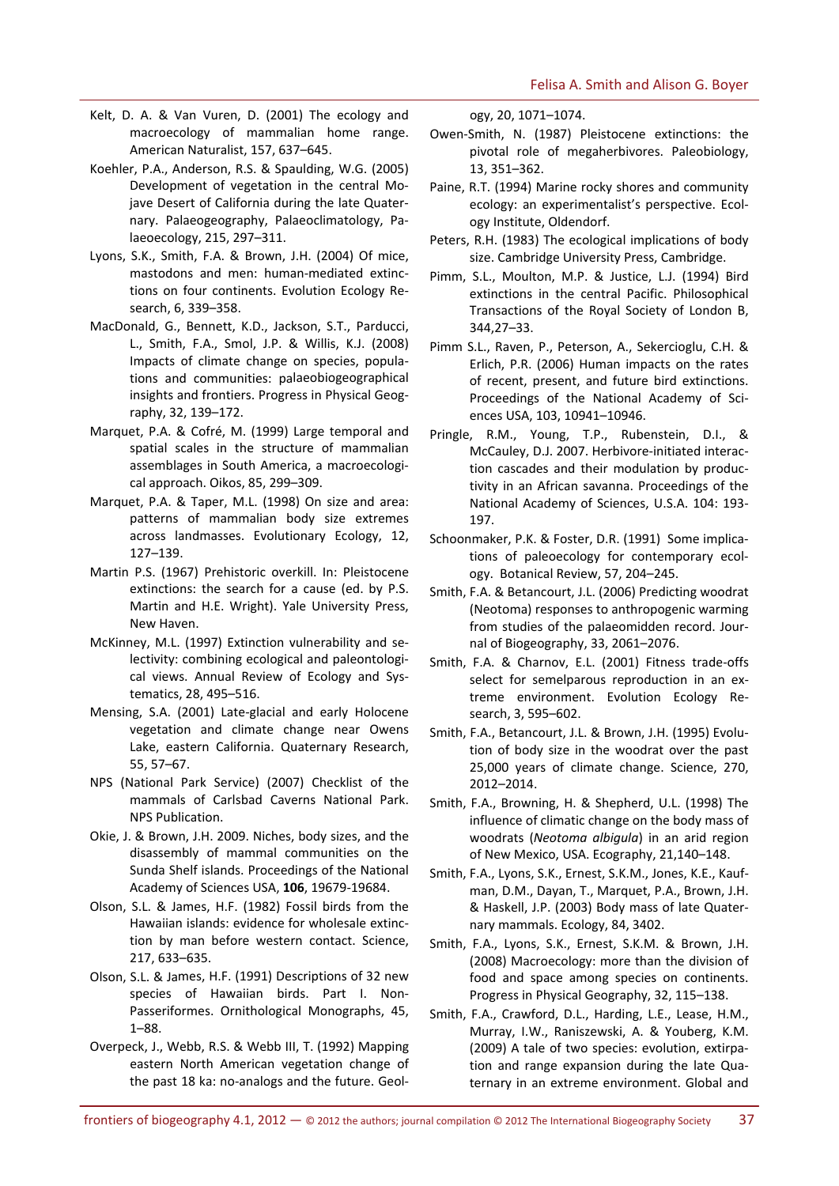Kelt, D. A. & Van Vuren, D. (2001) The ecology and macroecology of mammalian home range. American Naturalist, 157, 637–645.

Koehler, P.A., Anderson, R.S. & Spaulding, W.G. (2005) Development of vegetation in the central Mojave Desert of California during the late Quaternary. Palaeogeography, Palaeoclimatology, Palaeoecology, 215, 297–311.

Lyons, S.K., Smith, F.A. & Brown, J.H. (2004) Of mice, mastodons and men: human-mediated extinctions on four continents. Evolution Ecology Research, 6, 339–358.

MacDonald, G., Bennett, K.D., Jackson, S.T., Parducci, L., Smith, F.A., Smol, J.P. & Willis, K.J. (2008) Impacts of climate change on species, populations and communities: palaeobiogeographical insights and frontiers. Progress in Physical Geography, 32, 139–172.

Marquet, P.A. & Cofré, M. (1999) Large temporal and spatial scales in the structure of mammalian assemblages in South America, a macroecological approach. Oikos, 85, 299–309.

Marquet, P.A. & Taper, M.L. (1998) On size and area: patterns of mammalian body size extremes across landmasses. Evolutionary Ecology, 12, 127–139.

Martin P.S. (1967) Prehistoric overkill. In: Pleistocene extinctions: the search for a cause (ed. by P.S. Martin and H.E. Wright). Yale University Press, New Haven.

McKinney, M.L. (1997) Extinction vulnerability and selectivity: combining ecological and paleontological views. Annual Review of Ecology and Systematics, 28, 495–516.

Mensing, S.A. (2001) Late-glacial and early Holocene vegetation and climate change near Owens Lake, eastern California. Quaternary Research, 55, 57–67.

NPS (National Park Service) (2007) Checklist of the mammals of Carlsbad Caverns National Park. NPS Publication.

Okie, J. & Brown, J.H. 2009. Niches, body sizes, and the disassembly of mammal communities on the Sunda Shelf islands. Proceedings of the National Academy of Sciences USA, **106**, 19679-19684.

Olson, S.L. & James, H.F. (1982) Fossil birds from the Hawaiian islands: evidence for wholesale extinction by man before western contact. Science, 217, 633–635.

Olson, S.L. & James, H.F. (1991) Descriptions of 32 new species of Hawaiian birds. Part I. Non-Passeriformes. Ornithological Monographs, 45, 1–88.

Overpeck, J., Webb, R.S. & Webb III, T. (1992) Mapping eastern North American vegetation change of the past 18 ka: no-analogs and the future. Geology, 20, 1071–1074.

Owen-Smith, N. (1987) Pleistocene extinctions: the pivotal role of megaherbivores. Paleobiology, 13, 351–362.

Paine, R.T. (1994) Marine rocky shores and community ecology: an experimentalist's perspective. Ecology Institute, Oldendorf.

Peters, R.H. (1983) The ecological implications of body size. Cambridge University Press, Cambridge.

Pimm, S.L., Moulton, M.P. & Justice, L.J. (1994) Bird extinctions in the central Pacific. Philosophical Transactions of the Royal Society of London B, 344,27–33.

Pimm S.L., Raven, P., Peterson, A., Sekercioglu, C.H. & Erlich, P.R. (2006) Human impacts on the rates of recent, present, and future bird extinctions. Proceedings of the National Academy of Sciences USA, 103, 10941–10946.

Pringle, R.M., Young, T.P., Rubenstein, D.I., & McCauley, D.J. 2007. Herbivore-initiated interaction cascades and their modulation by productivity in an African savanna. Proceedings of the National Academy of Sciences, U.S.A. 104: 193-197.

Schoonmaker, P.K. & Foster, D.R. (1991) Some implications of paleoecology for contemporary ecology. Botanical Review, 57, 204–245.

Smith, F.A. & Betancourt, J.L. (2006) Predicting woodrat (Neotoma) responses to anthropogenic warming from studies of the palaeomidden record. Journal of Biogeography, 33, 2061–2076.

Smith, F.A. & Charnov, E.L. (2001) Fitness trade-offs select for semelparous reproduction in an extreme environment. Evolution Ecology Research, 3, 595–602.

Smith, F.A., Betancourt, J.L. & Brown, J.H. (1995) Evolution of body size in the woodrat over the past 25,000 years of climate change. Science, 270, 2012–2014.

Smith, F.A., Browning, H. & Shepherd, U.L. (1998) The influence of climatic change on the body mass of woodrats (*Neotoma albigula*) in an arid region of New Mexico, USA. Ecography, 21,140–148.

Smith, F.A., Lyons, S.K., Ernest, S.K.M., Jones, K.E., Kaufman, D.M., Dayan, T., Marquet, P.A., Brown, J.H. & Haskell, J.P. (2003) Body mass of late Quaternary mammals. Ecology, 84, 3402.

Smith, F.A., Lyons, S.K., Ernest, S.K.M. & Brown, J.H. (2008) Macroecology: more than the division of food and space among species on continents. Progress in Physical Geography, 32, 115–138.

Smith, F.A., Crawford, D.L., Harding, L.E., Lease, H.M., Murray, I.W., Raniszewski, A. & Youberg, K.M. (2009) A tale of two species: evolution, extirpation and range expansion during the late Quaternary in an extreme environment. Global and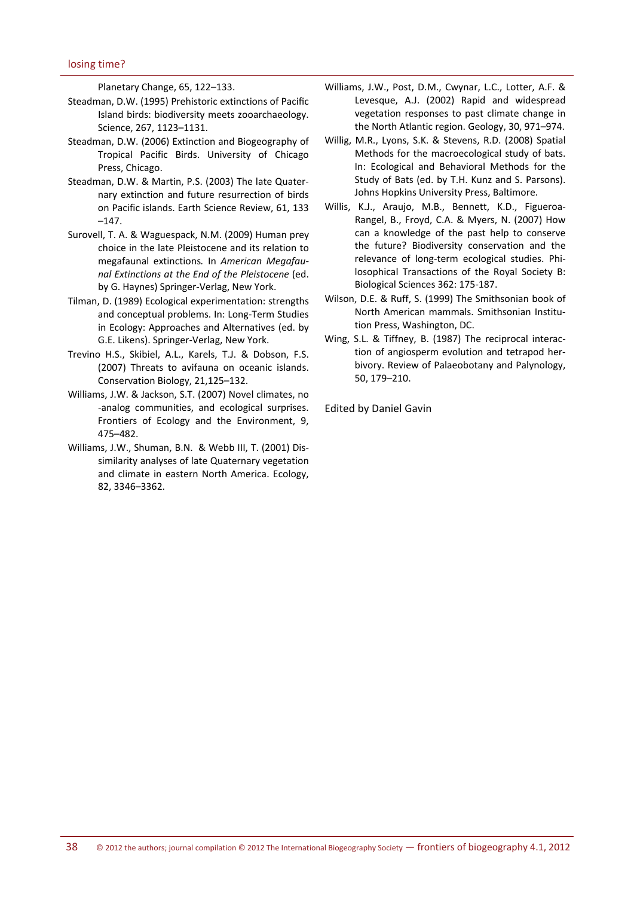Planetary Change, 65, 122–133.

Steadman, D.W. (1995) Prehistoric extinctions of Pacific Island birds: biodiversity meets zooarchaeology. Science, 267, 1123–1131.

Steadman, D.W. (2006) Extinction and Biogeography of Tropical Pacific Birds. University of Chicago Press, Chicago.

Steadman, D.W. & Martin, P.S. (2003) The late Quaternary extinction and future resurrection of birds on Pacific islands. Earth Science Review, 61, 133–147.

Surovell, T. A. & Waguespack, N.M. (2009) Human prey choice in the late Pleistocene and its relation to megafaunal extinctions*.* In *American Megafaunal Extinctions at the End of the Pleistocene* (ed. by G. Haynes) Springer-Verlag, New York.

Tilman, D. (1989) Ecological experimentation: strengths and conceptual problems. In: Long-Term Studies in Ecology: Approaches and Alternatives (ed. by G.E. Likens). Springer-Verlag, New York.

Trevino H.S., Skibiel, A.L., Karels, T.J. & Dobson, F.S. (2007) Threats to avifauna on oceanic islands. Conservation Biology, 21,125–132.

Williams, J.W. & Jackson, S.T. (2007) Novel climates, no-analog communities, and ecological surprises. Frontiers of Ecology and the Environment, 9, 475–482.

Williams, J.W., Shuman, B.N. & Webb III, T. (2001) Dissimilarity analyses of late Quaternary vegetation and climate in eastern North America. Ecology, 82, 3346–3362.

Williams, J.W., Post, D.M., Cwynar, L.C., Lotter, A.F. & Levesque, A.J. (2002) Rapid and widespread vegetation responses to past climate change in the North Atlantic region. Geology, 30, 971–974.

Willig, M.R., Lyons, S.K. & Stevens, R.D. (2008) Spatial Methods for the macroecological study of bats. In: Ecological and Behavioral Methods for the Study of Bats (ed. by T.H. Kunz and S. Parsons). Johns Hopkins University Press, Baltimore.

Willis, K.J., Araujo, M.B., Bennett, K.D., Figueroa-Rangel, B., Froyd, C.A. & Myers, N. (2007) How can a knowledge of the past help to conserve the future? Biodiversity conservation and the relevance of long-term ecological studies. Philosophical Transactions of the Royal Society B: Biological Sciences 362: 175-187.

Wilson, D.E. & Ruff, S. (1999) The Smithsonian book of North American mammals. Smithsonian Institution Press, Washington, DC.

Wing, S.L. & Tiffney, B. (1987) The reciprocal interaction of angiosperm evolution and tetrapod herbivory. Review of Palaeobotany and Palynology, 50, 179–210.

Edited by Daniel Gavin